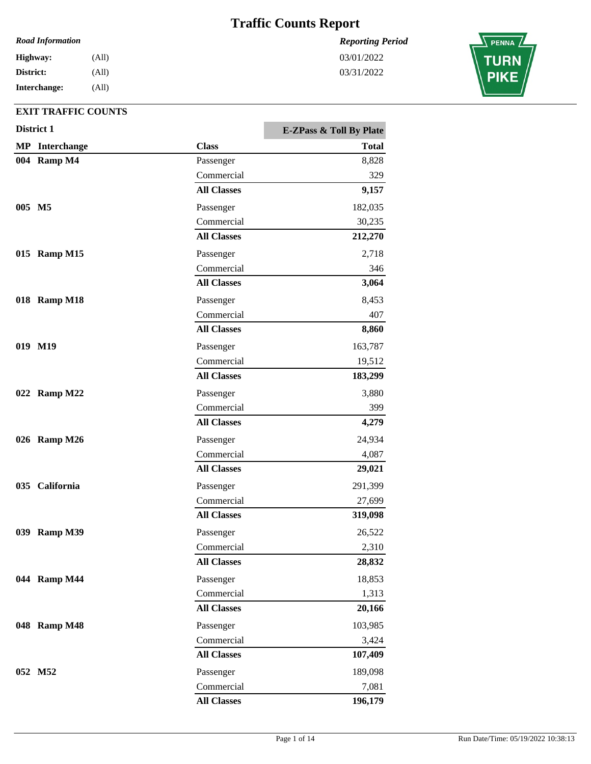# Traffic Counts Report

*Road Information*

**Highway:** (All)
**District:** (All)
**Interchange:** (All)

*Reporting Period*

03/01/2022
03/31/2022

## EXIT TRAFFIC COUNTS

### District 1

| MP | Interchange | Class | E-ZPass & Toll By Plate Total |
|---|---|---|---|
| 004 | Ramp M4 | Passenger | 8,828 |
| | | Commercial | 329 |
| | | **All Classes** | **9,157** |
| 005 | M5 | Passenger | 182,035 |
| | | Commercial | 30,235 |
| | | **All Classes** | **212,270** |
| 015 | Ramp M15 | Passenger | 2,718 |
| | | Commercial | 346 |
| | | **All Classes** | **3,064** |
| 018 | Ramp M18 | Passenger | 8,453 |
| | | Commercial | 407 |
| | | **All Classes** | **8,860** |
| 019 | M19 | Passenger | 163,787 |
| | | Commercial | 19,512 |
| | | **All Classes** | **183,299** |
| 022 | Ramp M22 | Passenger | 3,880 |
| | | Commercial | 399 |
| | | **All Classes** | **4,279** |
| 026 | Ramp M26 | Passenger | 24,934 |
| | | Commercial | 4,087 |
| | | **All Classes** | **29,021** |
| 035 | California | Passenger | 291,399 |
| | | Commercial | 27,699 |
| | | **All Classes** | **319,098** |
| 039 | Ramp M39 | Passenger | 26,522 |
| | | Commercial | 2,310 |
| | | **All Classes** | **28,832** |
| 044 | Ramp M44 | Passenger | 18,853 |
| | | Commercial | 1,313 |
| | | **All Classes** | **20,166** |
| 048 | Ramp M48 | Passenger | 103,985 |
| | | Commercial | 3,424 |
| | | **All Classes** | **107,409** |
| 052 | M52 | Passenger | 189,098 |
| | | Commercial | 7,081 |
| | | **All Classes** | **196,179** |

Run Date/Time: 05/19/2022 10:38:13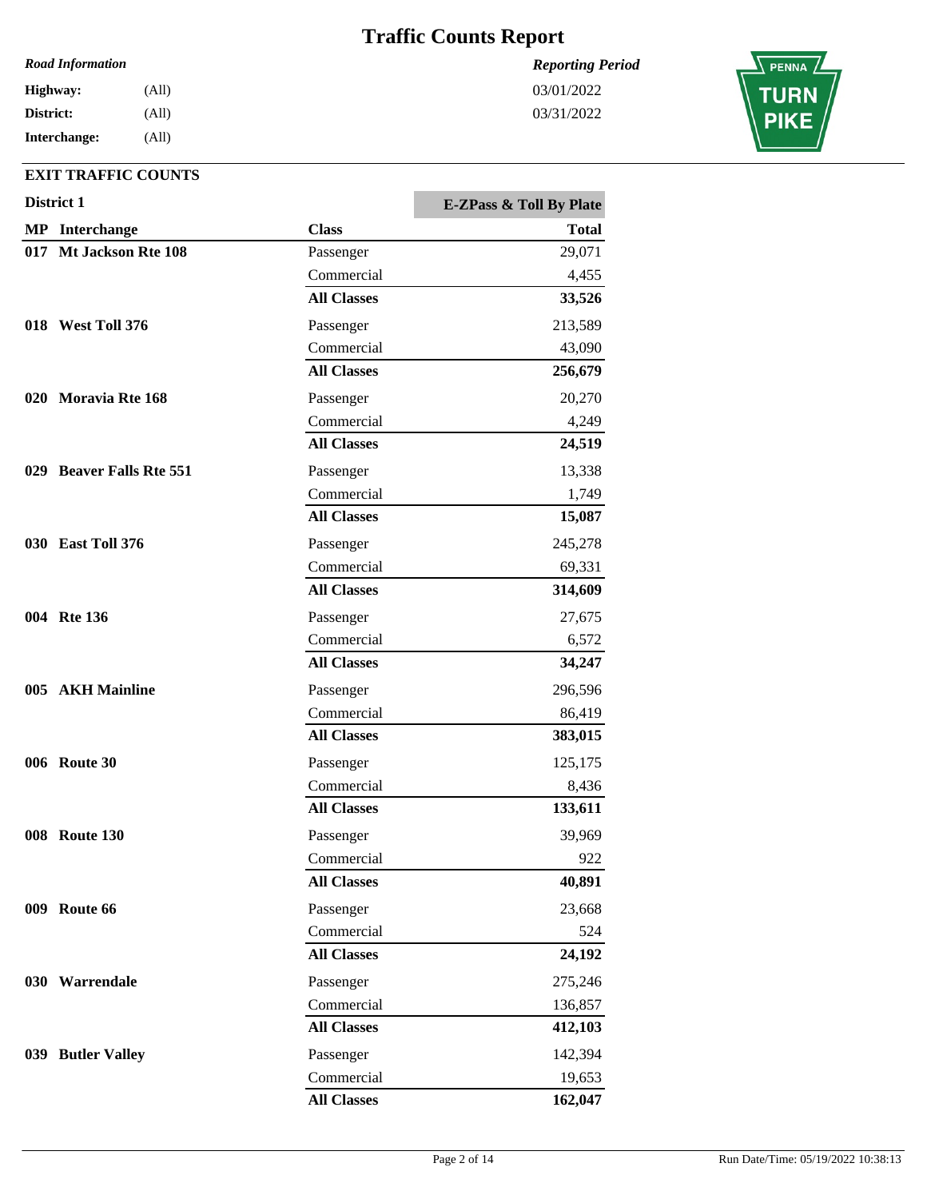# Traffic Counts Report

*Road Information*

**Highway:** (All)
**District:** (All)
**Interchange:** (All)

*Reporting Period*

03/01/2022
03/31/2022

## EXIT TRAFFIC COUNTS

### District 1

| MP | Interchange | Class | E-ZPass & Toll By Plate Total |
|---|---|---|---|
| 017 | **Mt Jackson Rte 108** | Passenger | 29,071 |
| | | Commercial | 4,455 |
| | | **All Classes** | **33,526** |
| 018 | **West Toll 376** | Passenger | 213,589 |
| | | Commercial | 43,090 |
| | | **All Classes** | **256,679** |
| 020 | **Moravia Rte 168** | Passenger | 20,270 |
| | | Commercial | 4,249 |
| | | **All Classes** | **24,519** |
| 029 | **Beaver Falls Rte 551** | Passenger | 13,338 |
| | | Commercial | 1,749 |
| | | **All Classes** | **15,087** |
| 030 | **East Toll 376** | Passenger | 245,278 |
| | | Commercial | 69,331 |
| | | **All Classes** | **314,609** |
| 004 | **Rte 136** | Passenger | 27,675 |
| | | Commercial | 6,572 |
| | | **All Classes** | **34,247** |
| 005 | **AKH Mainline** | Passenger | 296,596 |
| | | Commercial | 86,419 |
| | | **All Classes** | **383,015** |
| 006 | **Route 30** | Passenger | 125,175 |
| | | Commercial | 8,436 |
| | | **All Classes** | **133,611** |
| 008 | **Route 130** | Passenger | 39,969 |
| | | Commercial | 922 |
| | | **All Classes** | **40,891** |
| 009 | **Route 66** | Passenger | 23,668 |
| | | Commercial | 524 |
| | | **All Classes** | **24,192** |
| 030 | **Warrendale** | Passenger | 275,246 |
| | | Commercial | 136,857 |
| | | **All Classes** | **412,103** |
| 039 | **Butler Valley** | Passenger | 142,394 |
| | | Commercial | 19,653 |
| | | **All Classes** | **162,047** |

Run Date/Time: 05/19/2022 10:38:13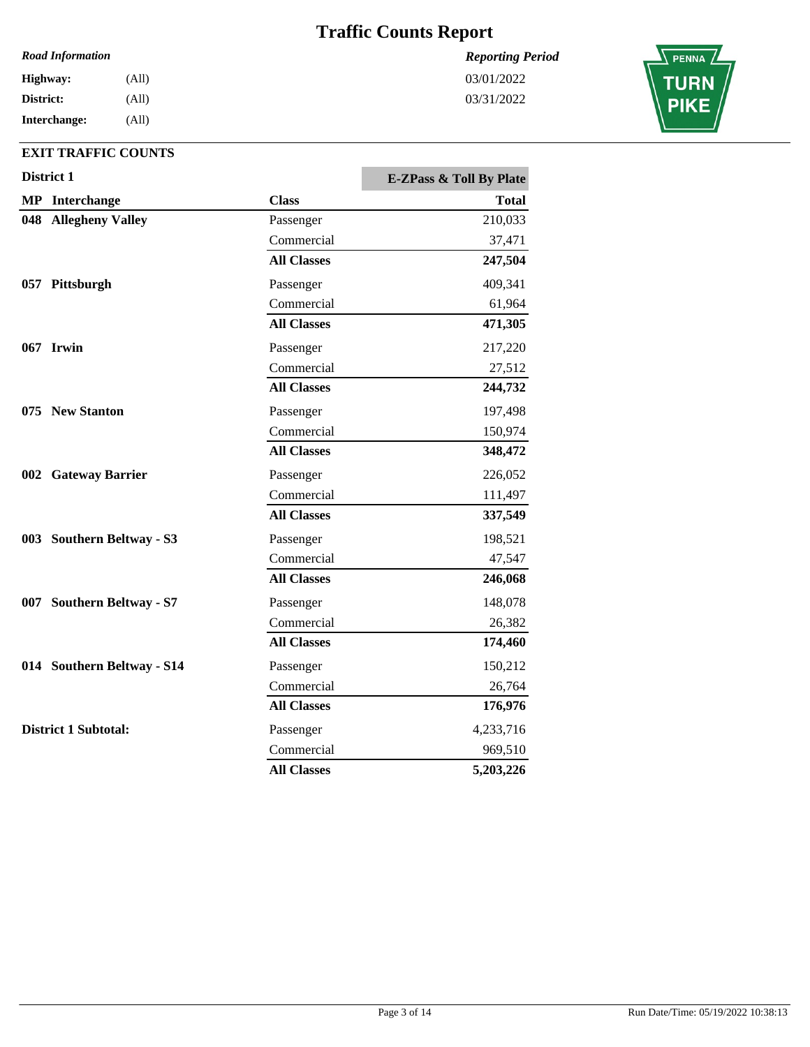# Traffic Counts Report

*Road Information*

**Highway:** (All)
**District:** (All)
**Interchange:** (All)

*Reporting Period*

03/01/2022
03/31/2022

## EXIT TRAFFIC COUNTS

**District 1**

| MP | Interchange | Class | E-ZPass & Toll By Plate Total |
|---|---|---|---|
| 048 | **Allegheny Valley** | Passenger | 210,033 |
| | | Commercial | 37,471 |
| | | **All Classes** | **247,504** |
| 057 | **Pittsburgh** | Passenger | 409,341 |
| | | Commercial | 61,964 |
| | | **All Classes** | **471,305** |
| 067 | **Irwin** | Passenger | 217,220 |
| | | Commercial | 27,512 |
| | | **All Classes** | **244,732** |
| 075 | **New Stanton** | Passenger | 197,498 |
| | | Commercial | 150,974 |
| | | **All Classes** | **348,472** |
| 002 | **Gateway Barrier** | Passenger | 226,052 |
| | | Commercial | 111,497 |
| | | **All Classes** | **337,549** |
| 003 | **Southern Beltway - S3** | Passenger | 198,521 |
| | | Commercial | 47,547 |
| | | **All Classes** | **246,068** |
| 007 | **Southern Beltway - S7** | Passenger | 148,078 |
| | | Commercial | 26,382 |
| | | **All Classes** | **174,460** |
| 014 | **Southern Beltway - S14** | Passenger | 150,212 |
| | | Commercial | 26,764 |
| | | **All Classes** | **176,976** |
| **District 1 Subtotal:** | | Passenger | 4,233,716 |
| | | Commercial | 969,510 |
| | | **All Classes** | **5,203,226** |

Run Date/Time: 05/19/2022 10:38:13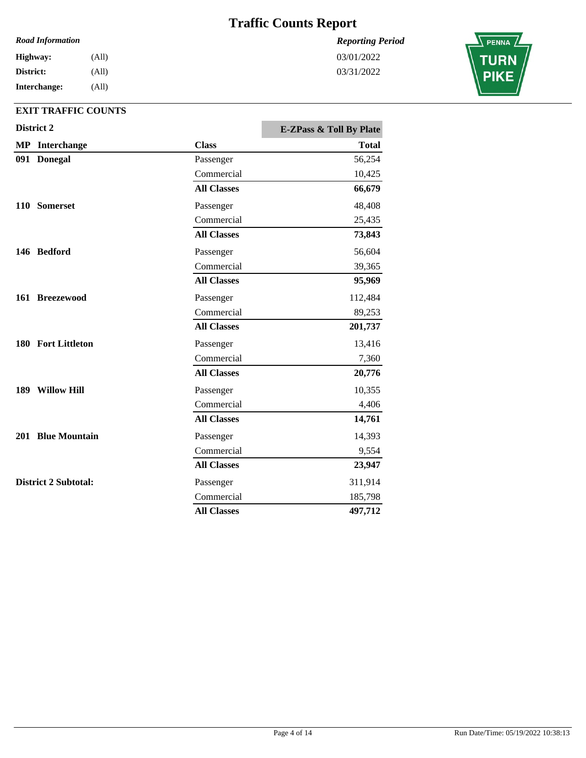# Traffic Counts Report

*Road Information*

**Highway:** (All)
**District:** (All)
**Interchange:** (All)

*Reporting Period*

03/01/2022
03/31/2022

## EXIT TRAFFIC COUNTS

### District 2

| MP | Interchange | Class | E-ZPass & Toll By Plate Total |
|---|---|---|---|
| 091 | **Donegal** | Passenger | 56,254 |
| | | Commercial | 10,425 |
| | | **All Classes** | **66,679** |
| 110 | **Somerset** | Passenger | 48,408 |
| | | Commercial | 25,435 |
| | | **All Classes** | **73,843** |
| 146 | **Bedford** | Passenger | 56,604 |
| | | Commercial | 39,365 |
| | | **All Classes** | **95,969** |
| 161 | **Breezewood** | Passenger | 112,484 |
| | | Commercial | 89,253 |
| | | **All Classes** | **201,737** |
| 180 | **Fort Littleton** | Passenger | 13,416 |
| | | Commercial | 7,360 |
| | | **All Classes** | **20,776** |
| 189 | **Willow Hill** | Passenger | 10,355 |
| | | Commercial | 4,406 |
| | | **All Classes** | **14,761** |
| 201 | **Blue Mountain** | Passenger | 14,393 |
| | | Commercial | 9,554 |
| | | **All Classes** | **23,947** |
| **District 2 Subtotal:** | | Passenger | 311,914 |
| | | Commercial | 185,798 |
| | | **All Classes** | **497,712** |

Run Date/Time: 05/19/2022 10:38:13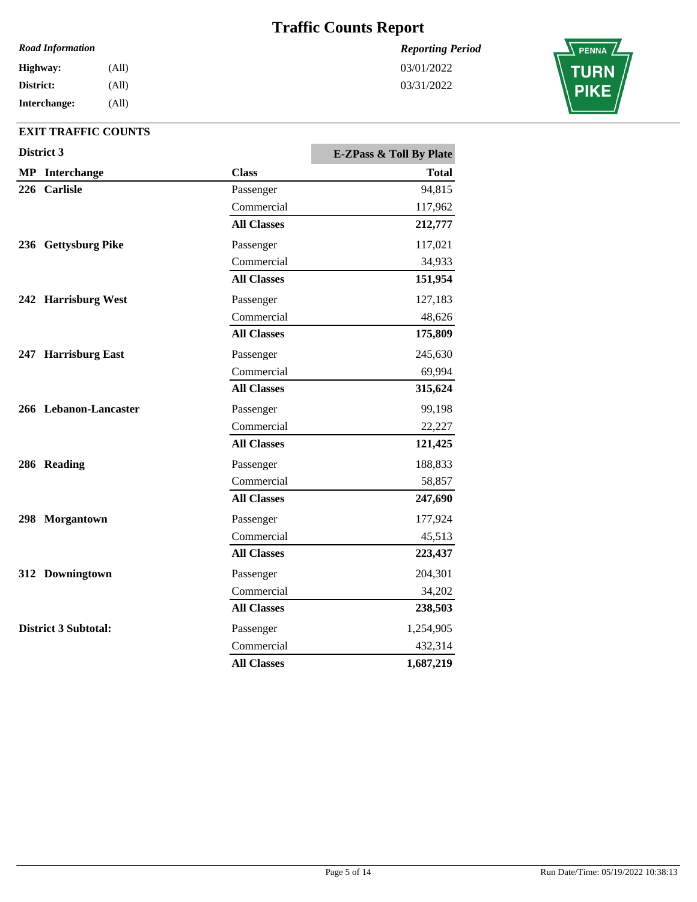# Traffic Counts Report

*Road Information*

**Highway:** (All)
**District:** (All)
**Interchange:** (All)

*Reporting Period*

03/01/2022
03/31/2022

## EXIT TRAFFIC COUNTS

### District 3

| MP | Interchange | Class | E-ZPass & Toll By Plate Total |
|---|---|---|---|
| 226 | Carlisle | Passenger | 94,815 |
| | | Commercial | 117,962 |
| | | **All Classes** | **212,777** |
| 236 | Gettysburg Pike | Passenger | 117,021 |
| | | Commercial | 34,933 |
| | | **All Classes** | **151,954** |
| 242 | Harrisburg West | Passenger | 127,183 |
| | | Commercial | 48,626 |
| | | **All Classes** | **175,809** |
| 247 | Harrisburg East | Passenger | 245,630 |
| | | Commercial | 69,994 |
| | | **All Classes** | **315,624** |
| 266 | Lebanon-Lancaster | Passenger | 99,198 |
| | | Commercial | 22,227 |
| | | **All Classes** | **121,425** |
| 286 | Reading | Passenger | 188,833 |
| | | Commercial | 58,857 |
| | | **All Classes** | **247,690** |
| 298 | Morgantown | Passenger | 177,924 |
| | | Commercial | 45,513 |
| | | **All Classes** | **223,437** |
| 312 | Downingtown | Passenger | 204,301 |
| | | Commercial | 34,202 |
| | | **All Classes** | **238,503** |
| **District 3 Subtotal:** | | Passenger | 1,254,905 |
| | | Commercial | 432,314 |
| | | **All Classes** | **1,687,219** |

Run Date/Time: 05/19/2022 10:38:13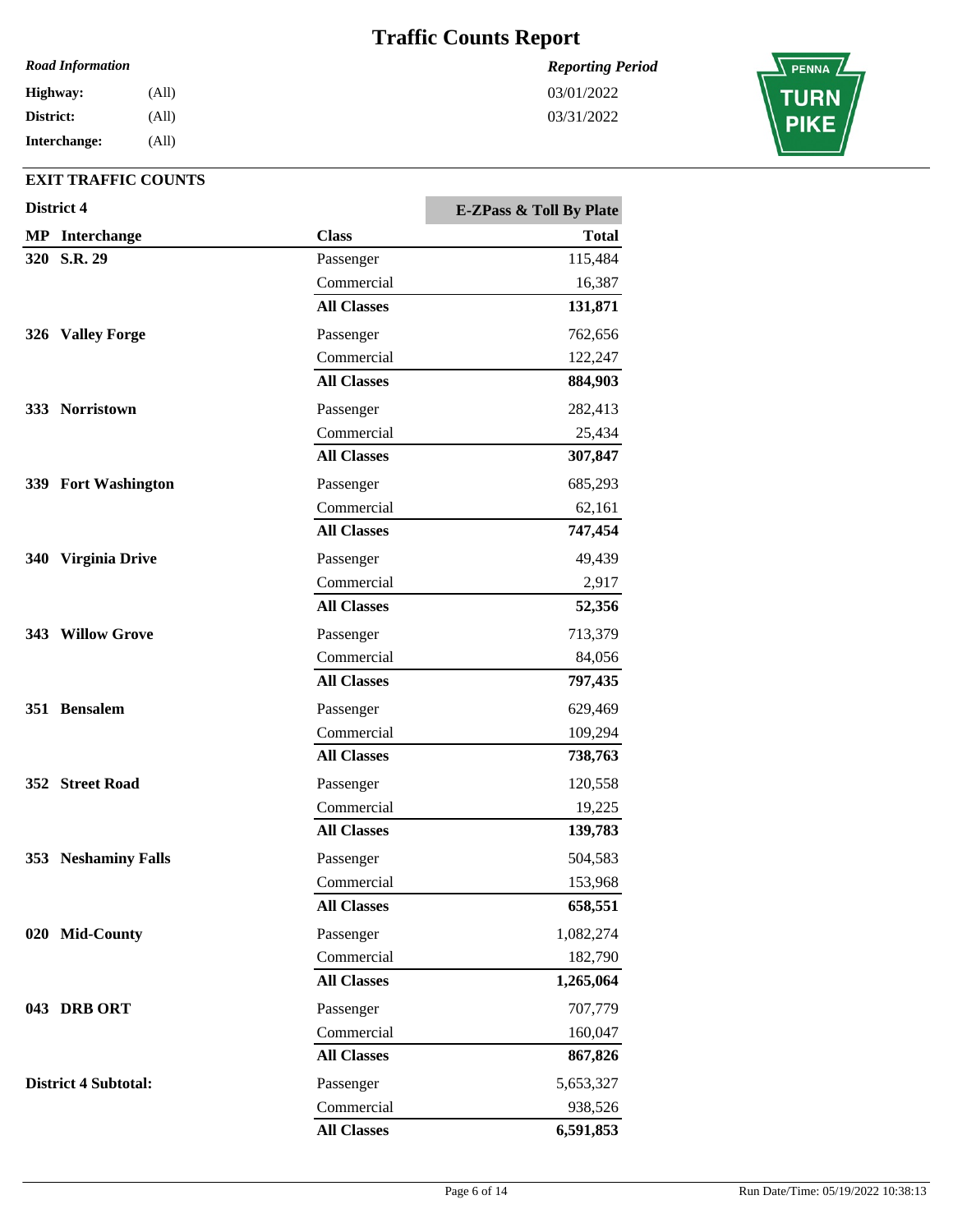# Traffic Counts Report

*Road Information*

**Highway:** (All)
**District:** (All)
**Interchange:** (All)

*Reporting Period*

03/01/2022
03/31/2022

## EXIT TRAFFIC COUNTS

### District 4

| MP | Interchange | Class | E-ZPass & Toll By Plate Total |
|---|---|---|---|
| 320 | S.R. 29 | Passenger | 115,484 |
| | | Commercial | 16,387 |
| | | **All Classes** | **131,871** |
| 326 | Valley Forge | Passenger | 762,656 |
| | | Commercial | 122,247 |
| | | **All Classes** | **884,903** |
| 333 | Norristown | Passenger | 282,413 |
| | | Commercial | 25,434 |
| | | **All Classes** | **307,847** |
| 339 | Fort Washington | Passenger | 685,293 |
| | | Commercial | 62,161 |
| | | **All Classes** | **747,454** |
| 340 | Virginia Drive | Passenger | 49,439 |
| | | Commercial | 2,917 |
| | | **All Classes** | **52,356** |
| 343 | Willow Grove | Passenger | 713,379 |
| | | Commercial | 84,056 |
| | | **All Classes** | **797,435** |
| 351 | Bensalem | Passenger | 629,469 |
| | | Commercial | 109,294 |
| | | **All Classes** | **738,763** |
| 352 | Street Road | Passenger | 120,558 |
| | | Commercial | 19,225 |
| | | **All Classes** | **139,783** |
| 353 | Neshaminy Falls | Passenger | 504,583 |
| | | Commercial | 153,968 |
| | | **All Classes** | **658,551** |
| 020 | Mid-County | Passenger | 1,082,274 |
| | | Commercial | 182,790 |
| | | **All Classes** | **1,265,064** |
| 043 | DRB ORT | Passenger | 707,779 |
| | | Commercial | 160,047 |
| | | **All Classes** | **867,826** |
| **District 4 Subtotal:** | | Passenger | 5,653,327 |
| | | Commercial | 938,526 |
| | | **All Classes** | **6,591,853** |

Run Date/Time: 05/19/2022 10:38:13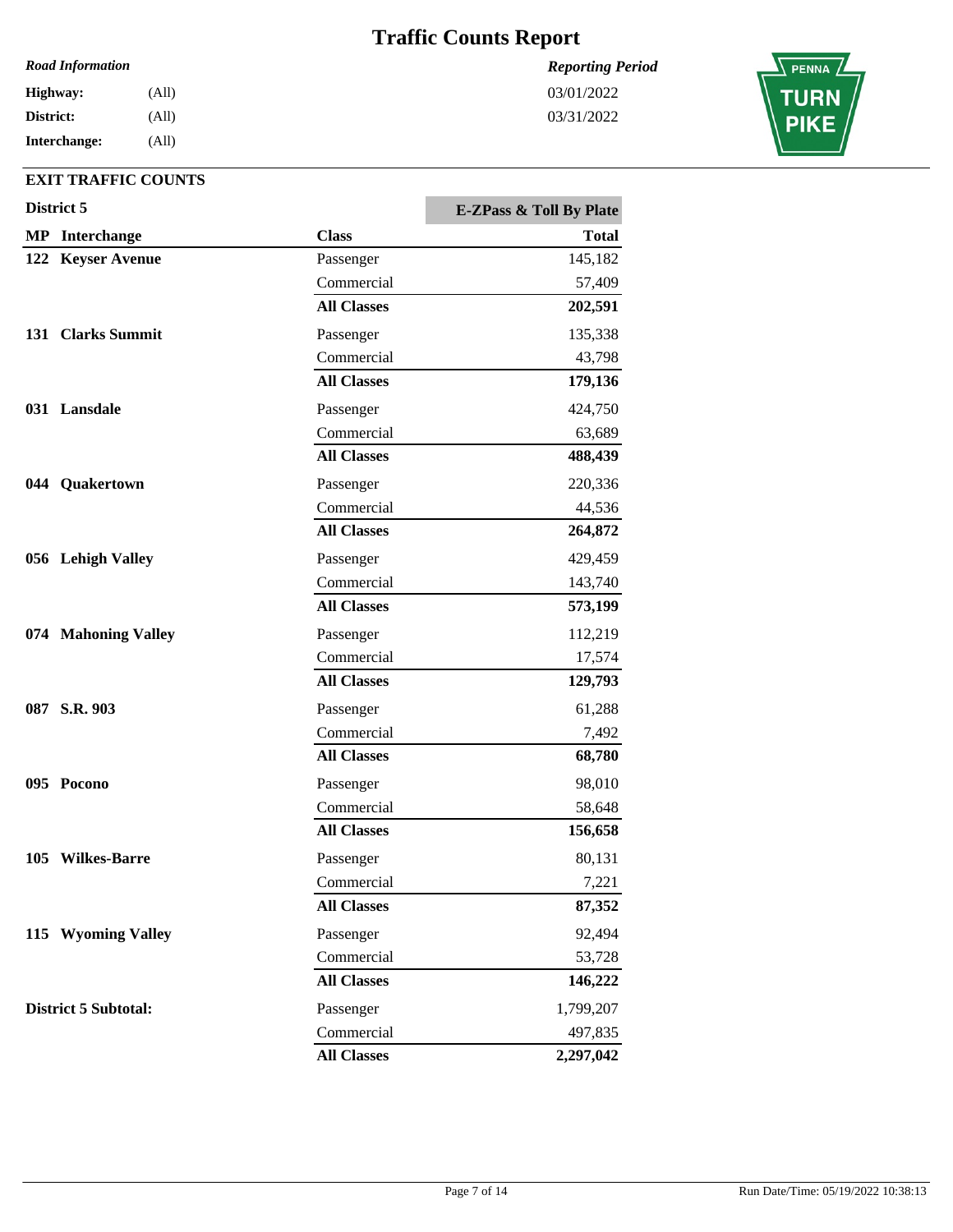# Traffic Counts Report

*Road Information*

**Highway:** (All)
**District:** (All)
**Interchange:** (All)

*Reporting Period*

03/01/2022
03/31/2022

## EXIT TRAFFIC COUNTS

### District 5

| MP | Interchange | Class | E-ZPass & Toll By Plate Total |
|---|---|---|---|
| 122 | **Keyser Avenue** | Passenger | 145,182 |
| | | Commercial | 57,409 |
| | | **All Classes** | **202,591** |
| 131 | **Clarks Summit** | Passenger | 135,338 |
| | | Commercial | 43,798 |
| | | **All Classes** | **179,136** |
| 031 | **Lansdale** | Passenger | 424,750 |
| | | Commercial | 63,689 |
| | | **All Classes** | **488,439** |
| 044 | **Quakertown** | Passenger | 220,336 |
| | | Commercial | 44,536 |
| | | **All Classes** | **264,872** |
| 056 | **Lehigh Valley** | Passenger | 429,459 |
| | | Commercial | 143,740 |
| | | **All Classes** | **573,199** |
| 074 | **Mahoning Valley** | Passenger | 112,219 |
| | | Commercial | 17,574 |
| | | **All Classes** | **129,793** |
| 087 | **S.R. 903** | Passenger | 61,288 |
| | | Commercial | 7,492 |
| | | **All Classes** | **68,780** |
| 095 | **Pocono** | Passenger | 98,010 |
| | | Commercial | 58,648 |
| | | **All Classes** | **156,658** |
| 105 | **Wilkes-Barre** | Passenger | 80,131 |
| | | Commercial | 7,221 |
| | | **All Classes** | **87,352** |
| 115 | **Wyoming Valley** | Passenger | 92,494 |
| | | Commercial | 53,728 |
| | | **All Classes** | **146,222** |
| **District 5 Subtotal:** | | Passenger | 1,799,207 |
| | | Commercial | 497,835 |
| | | **All Classes** | **2,297,042** |

Run Date/Time: 05/19/2022 10:38:13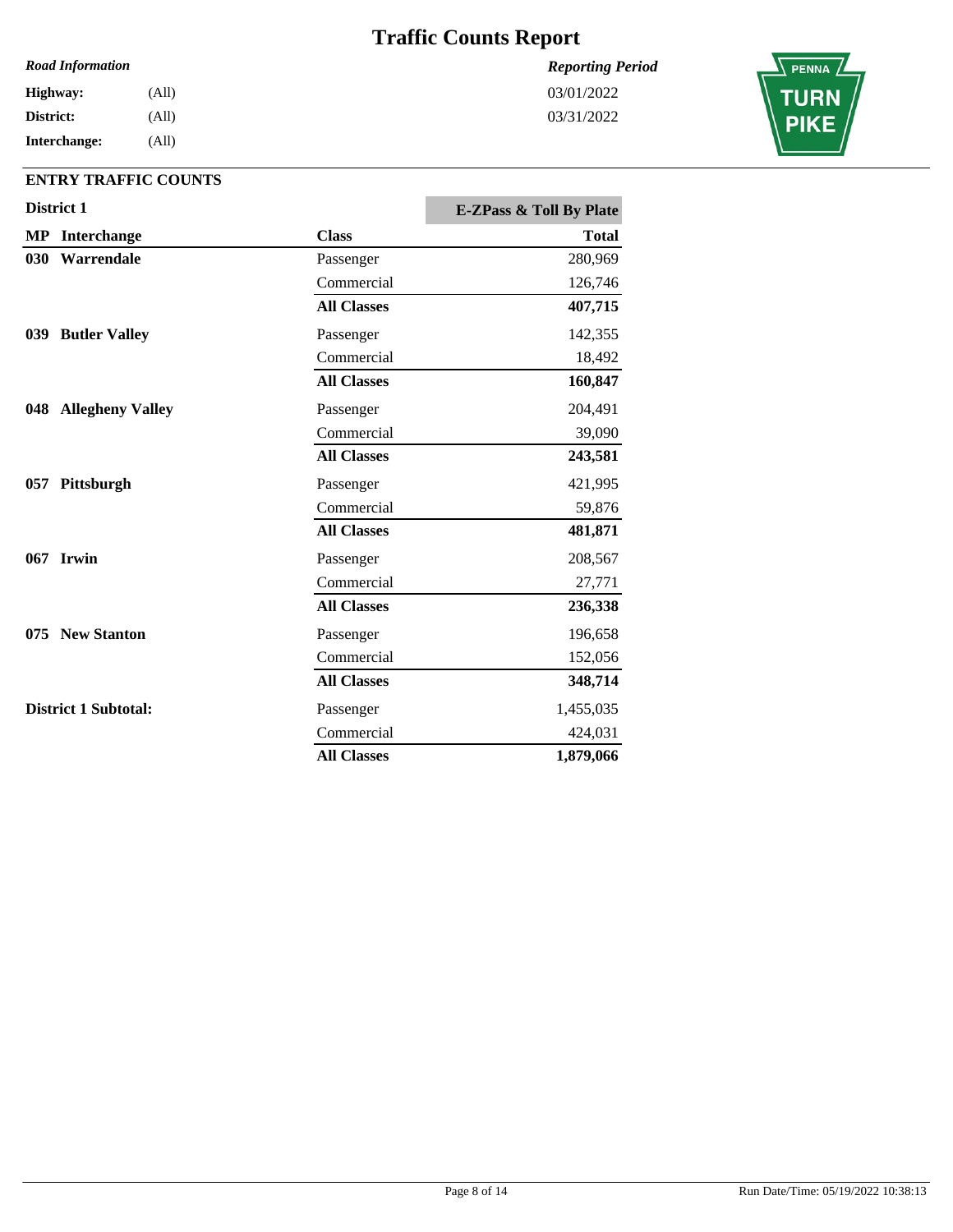# Traffic Counts Report

*Road Information*

**Highway:** (All)
**District:** (All)
**Interchange:** (All)

*Reporting Period*

03/01/2022
03/31/2022

PENNA TURN PIKE

## ENTRY TRAFFIC COUNTS

**District 1**

| MP | Interchange | Class | E-ZPass & Toll By Plate Total |
|---|---|---|---|
| 030 | **Warrendale** | Passenger | 280,969 |
| | | Commercial | 126,746 |
| | | **All Classes** | **407,715** |
| 039 | **Butler Valley** | Passenger | 142,355 |
| | | Commercial | 18,492 |
| | | **All Classes** | **160,847** |
| 048 | **Allegheny Valley** | Passenger | 204,491 |
| | | Commercial | 39,090 |
| | | **All Classes** | **243,581** |
| 057 | **Pittsburgh** | Passenger | 421,995 |
| | | Commercial | 59,876 |
| | | **All Classes** | **481,871** |
| 067 | **Irwin** | Passenger | 208,567 |
| | | Commercial | 27,771 |
| | | **All Classes** | **236,338** |
| 075 | **New Stanton** | Passenger | 196,658 |
| | | Commercial | 152,056 |
| | | **All Classes** | **348,714** |
| **District 1 Subtotal:** | | Passenger | 1,455,035 |
| | | Commercial | 424,031 |
| | | **All Classes** | **1,879,066** |

Run Date/Time: 05/19/2022 10:38:13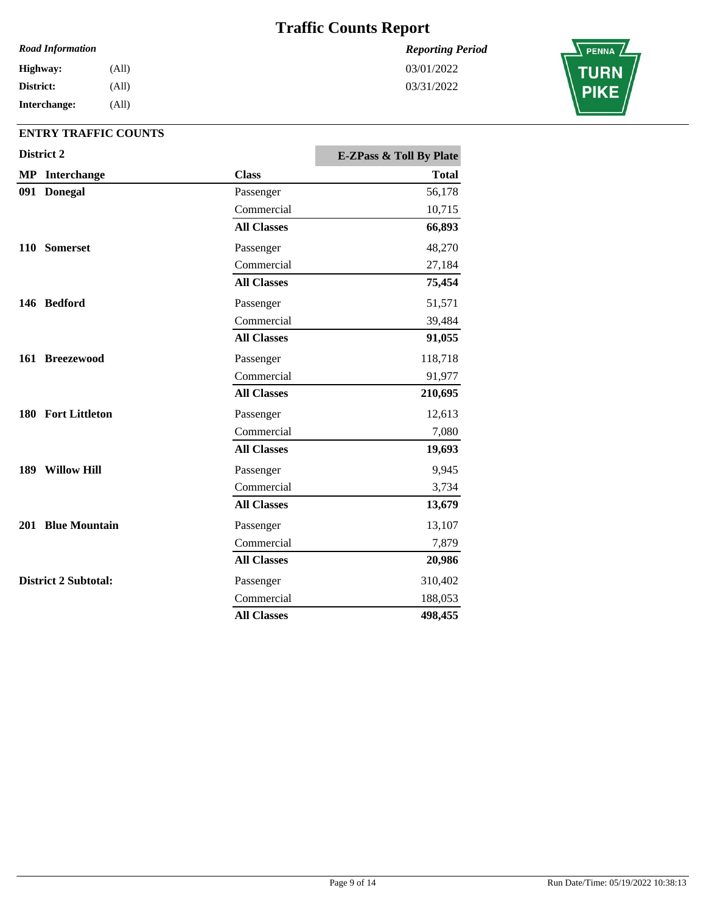# Traffic Counts Report

| *Road Information* | | *Reporting Period* |
|---|---|---|
| **Highway:** | (All) | 03/01/2022 |
| **District:** | (All) | 03/31/2022 |
| **Interchange:** | (All) | |

## ENTRY TRAFFIC COUNTS

**District 2**

| MP | Interchange | Class | E-ZPass & Toll By Plate Total |
|---|---|---|---|
| 091 | **Donegal** | Passenger | 56,178 |
| | | Commercial | 10,715 |
| | | **All Classes** | **66,893** |
| 110 | **Somerset** | Passenger | 48,270 |
| | | Commercial | 27,184 |
| | | **All Classes** | **75,454** |
| 146 | **Bedford** | Passenger | 51,571 |
| | | Commercial | 39,484 |
| | | **All Classes** | **91,055** |
| 161 | **Breezewood** | Passenger | 118,718 |
| | | Commercial | 91,977 |
| | | **All Classes** | **210,695** |
| 180 | **Fort Littleton** | Passenger | 12,613 |
| | | Commercial | 7,080 |
| | | **All Classes** | **19,693** |
| 189 | **Willow Hill** | Passenger | 9,945 |
| | | Commercial | 3,734 |
| | | **All Classes** | **13,679** |
| 201 | **Blue Mountain** | Passenger | 13,107 |
| | | Commercial | 7,879 |
| | | **All Classes** | **20,986** |
| **District 2 Subtotal:** | | Passenger | 310,402 |
| | | Commercial | 188,053 |
| | | **All Classes** | **498,455** |

Run Date/Time: 05/19/2022 10:38:13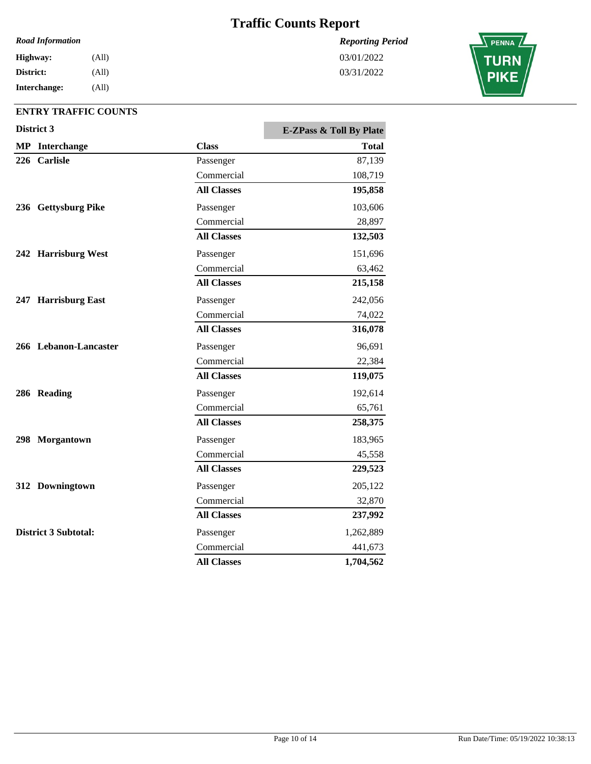# Traffic Counts Report

*Road Information*

**Highway:** (All)
**District:** (All)
**Interchange:** (All)

*Reporting Period*

03/01/2022
03/31/2022

## ENTRY TRAFFIC COUNTS

### District 3

| MP | Interchange | Class | E-ZPass & Toll By Plate Total |
|---|---|---|---|
| 226 | **Carlisle** | Passenger | 87,139 |
| | | Commercial | 108,719 |
| | | **All Classes** | **195,858** |
| 236 | **Gettysburg Pike** | Passenger | 103,606 |
| | | Commercial | 28,897 |
| | | **All Classes** | **132,503** |
| 242 | **Harrisburg West** | Passenger | 151,696 |
| | | Commercial | 63,462 |
| | | **All Classes** | **215,158** |
| 247 | **Harrisburg East** | Passenger | 242,056 |
| | | Commercial | 74,022 |
| | | **All Classes** | **316,078** |
| 266 | **Lebanon-Lancaster** | Passenger | 96,691 |
| | | Commercial | 22,384 |
| | | **All Classes** | **119,075** |
| 286 | **Reading** | Passenger | 192,614 |
| | | Commercial | 65,761 |
| | | **All Classes** | **258,375** |
| 298 | **Morgantown** | Passenger | 183,965 |
| | | Commercial | 45,558 |
| | | **All Classes** | **229,523** |
| 312 | **Downingtown** | Passenger | 205,122 |
| | | Commercial | 32,870 |
| | | **All Classes** | **237,992** |
| **District 3 Subtotal:** | | Passenger | 1,262,889 |
| | | Commercial | 441,673 |
| | | **All Classes** | **1,704,562** |

Run Date/Time: 05/19/2022 10:38:13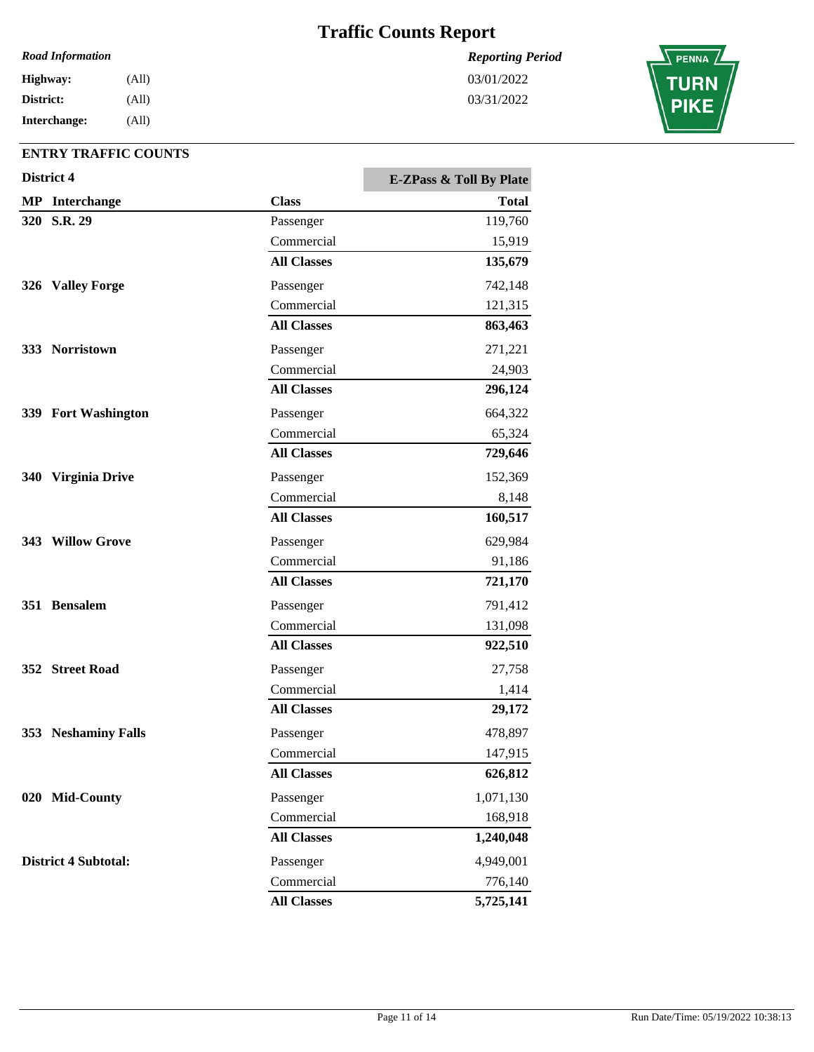# Traffic Counts Report

*Road Information*

**Highway:** (All)
**District:** (All)
**Interchange:** (All)

*Reporting Period*

03/01/2022
03/31/2022

## ENTRY TRAFFIC COUNTS

**District 4**

| MP | Interchange | Class | E-ZPass & Toll By Plate Total |
|---|---|---|---|
| 320 | S.R. 29 | Passenger | 119,760 |
| | | Commercial | 15,919 |
| | | **All Classes** | **135,679** |
| 326 | Valley Forge | Passenger | 742,148 |
| | | Commercial | 121,315 |
| | | **All Classes** | **863,463** |
| 333 | Norristown | Passenger | 271,221 |
| | | Commercial | 24,903 |
| | | **All Classes** | **296,124** |
| 339 | Fort Washington | Passenger | 664,322 |
| | | Commercial | 65,324 |
| | | **All Classes** | **729,646** |
| 340 | Virginia Drive | Passenger | 152,369 |
| | | Commercial | 8,148 |
| | | **All Classes** | **160,517** |
| 343 | Willow Grove | Passenger | 629,984 |
| | | Commercial | 91,186 |
| | | **All Classes** | **721,170** |
| 351 | Bensalem | Passenger | 791,412 |
| | | Commercial | 131,098 |
| | | **All Classes** | **922,510** |
| 352 | Street Road | Passenger | 27,758 |
| | | Commercial | 1,414 |
| | | **All Classes** | **29,172** |
| 353 | Neshaminy Falls | Passenger | 478,897 |
| | | Commercial | 147,915 |
| | | **All Classes** | **626,812** |
| 020 | Mid-County | Passenger | 1,071,130 |
| | | Commercial | 168,918 |
| | | **All Classes** | **1,240,048** |
| **District 4 Subtotal:** | | Passenger | 4,949,001 |
| | | Commercial | 776,140 |
| | | **All Classes** | **5,725,141** |

Run Date/Time: 05/19/2022 10:38:13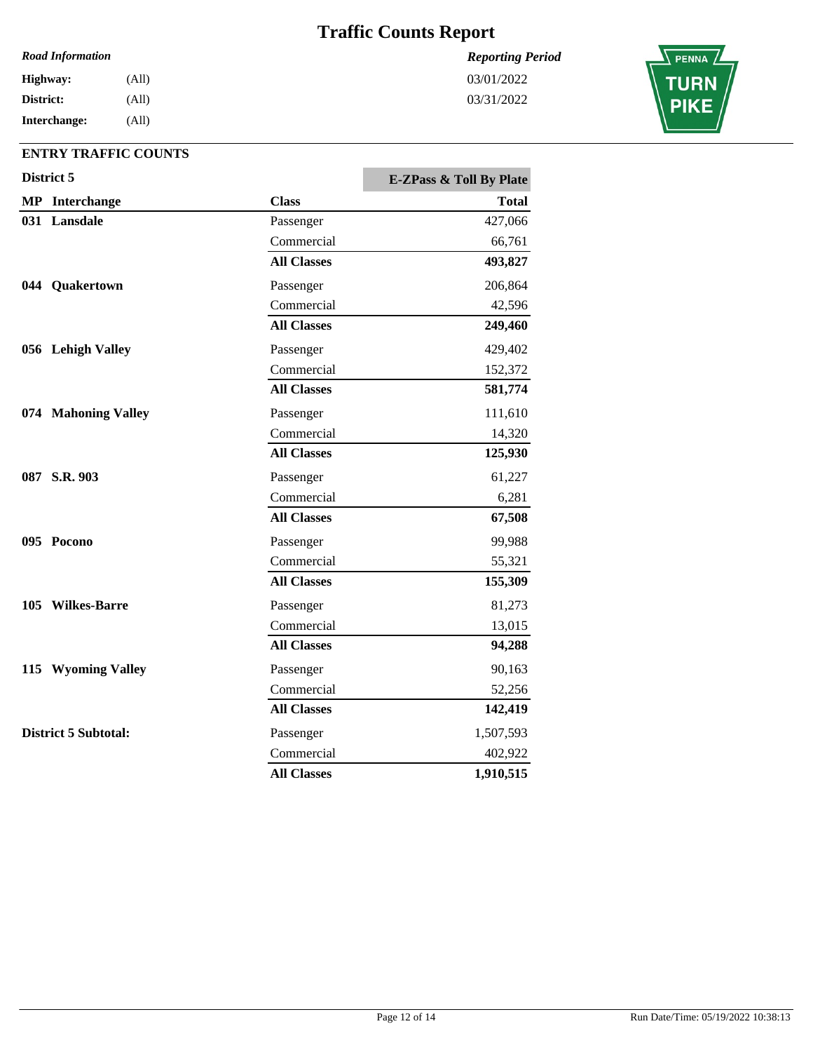# Traffic Counts Report

*Road Information*

**Highway:** (All)
**District:** (All)
**Interchange:** (All)

*Reporting Period*

03/01/2022
03/31/2022

## ENTRY TRAFFIC COUNTS

**District 5**

| MP | Interchange | Class | E-ZPass & Toll By Plate Total |
|---|---|---|---|
| 031 | Lansdale | Passenger | 427,066 |
| | | Commercial | 66,761 |
| | | **All Classes** | **493,827** |
| 044 | Quakertown | Passenger | 206,864 |
| | | Commercial | 42,596 |
| | | **All Classes** | **249,460** |
| 056 | Lehigh Valley | Passenger | 429,402 |
| | | Commercial | 152,372 |
| | | **All Classes** | **581,774** |
| 074 | Mahoning Valley | Passenger | 111,610 |
| | | Commercial | 14,320 |
| | | **All Classes** | **125,930** |
| 087 | S.R. 903 | Passenger | 61,227 |
| | | Commercial | 6,281 |
| | | **All Classes** | **67,508** |
| 095 | Pocono | Passenger | 99,988 |
| | | Commercial | 55,321 |
| | | **All Classes** | **155,309** |
| 105 | Wilkes-Barre | Passenger | 81,273 |
| | | Commercial | 13,015 |
| | | **All Classes** | **94,288** |
| 115 | Wyoming Valley | Passenger | 90,163 |
| | | Commercial | 52,256 |
| | | **All Classes** | **142,419** |
| **District 5 Subtotal:** | | Passenger | 1,507,593 |
| | | Commercial | 402,922 |
| | | **All Classes** | **1,910,515** |

Run Date/Time: 05/19/2022 10:38:13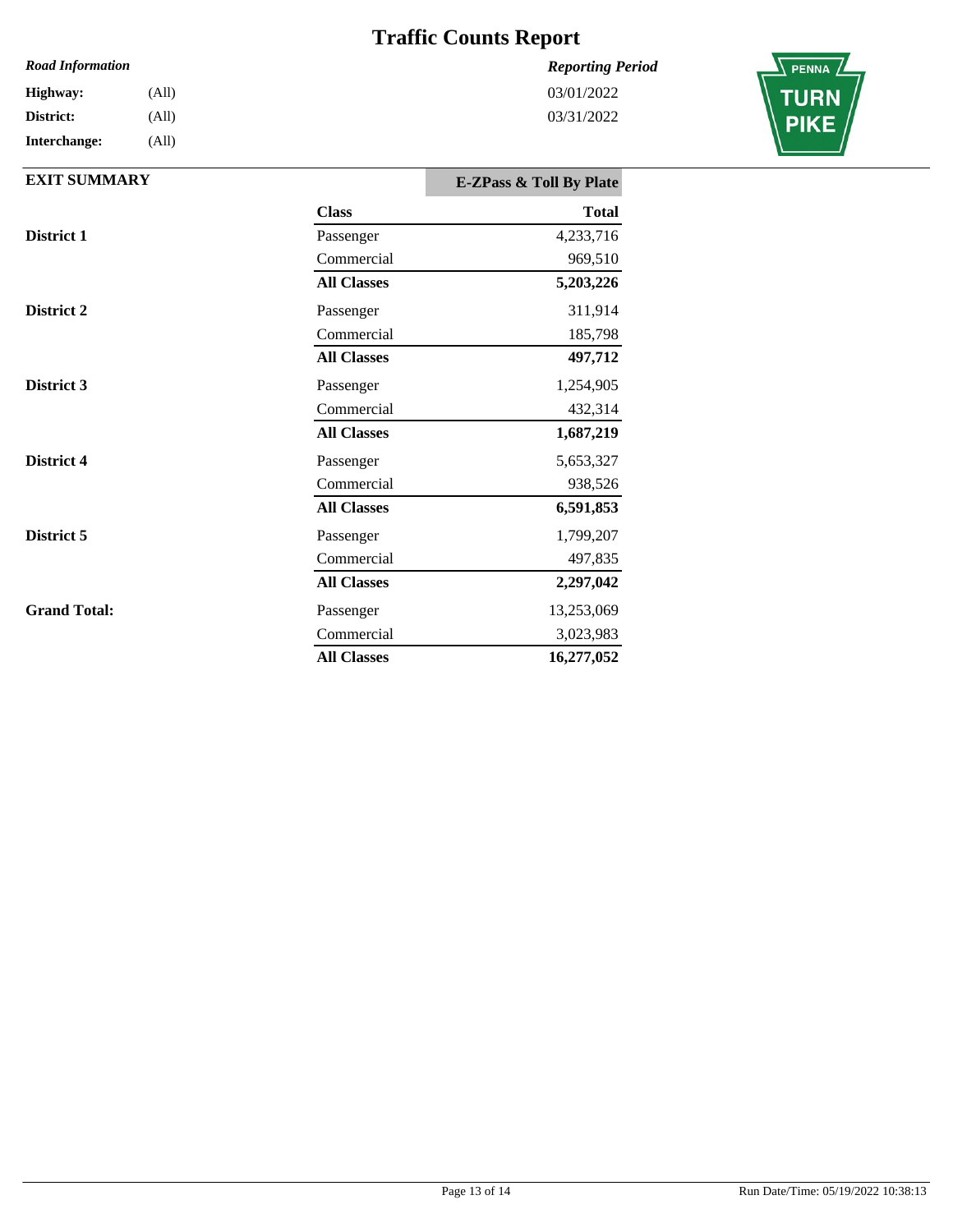# Traffic Counts Report

*Road Information*

**Highway:** (All)
**District:** (All)
**Interchange:** (All)

*Reporting Period*

03/01/2022
03/31/2022

**EXIT SUMMARY**

| | Class | E-ZPass & Toll By Plate Total |
|---|---|---|
| **District 1** | Passenger | 4,233,716 |
| | Commercial | 969,510 |
| | **All Classes** | **5,203,226** |
| **District 2** | Passenger | 311,914 |
| | Commercial | 185,798 |
| | **All Classes** | **497,712** |
| **District 3** | Passenger | 1,254,905 |
| | Commercial | 432,314 |
| | **All Classes** | **1,687,219** |
| **District 4** | Passenger | 5,653,327 |
| | Commercial | 938,526 |
| | **All Classes** | **6,591,853** |
| **District 5** | Passenger | 1,799,207 |
| | Commercial | 497,835 |
| | **All Classes** | **2,297,042** |
| **Grand Total:** | Passenger | 13,253,069 |
| | Commercial | 3,023,983 |
| | **All Classes** | **16,277,052** |

Run Date/Time: 05/19/2022 10:38:13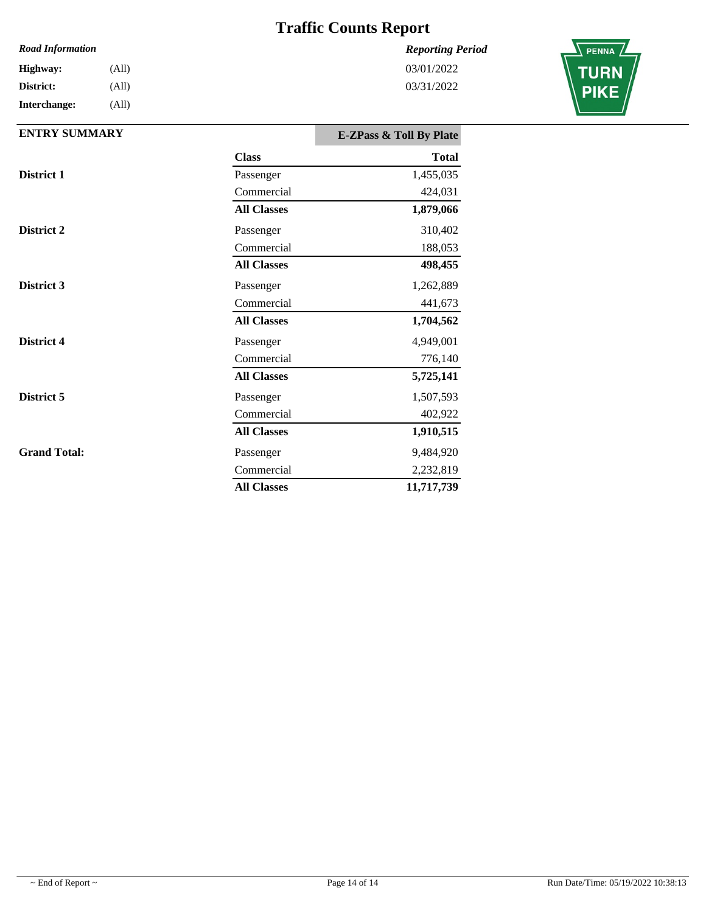// Traffic Counts Report

# Traffic Counts Report

*Road Information*

**Highway:** (All)

**District:** (All)

**Interchange:** (All)

*Reporting Period*

03/01/2022

03/31/2022

PENNA TURN PIKE

## ENTRY SUMMARY

| | | E-ZPass & Toll By Plate |
|---|---|---|
| | **Class** | **Total** |
| **District 1** | Passenger | 1,455,035 |
| | Commercial | 424,031 |
| | **All Classes** | **1,879,066** |
| **District 2** | Passenger | 310,402 |
| | Commercial | 188,053 |
| | **All Classes** | **498,455** |
| **District 3** | Passenger | 1,262,889 |
| | Commercial | 441,673 |
| | **All Classes** | **1,704,562** |
| **District 4** | Passenger | 4,949,001 |
| | Commercial | 776,140 |
| | **All Classes** | **5,725,141** |
| **District 5** | Passenger | 1,507,593 |
| | Commercial | 402,922 |
| | **All Classes** | **1,910,515** |
| **Grand Total:** | Passenger | 9,484,920 |
| | Commercial | 2,232,819 |
| | **All Classes** | **11,717,739** |

~ End of Report ~

Run Date/Time: 05/19/2022 10:38:13